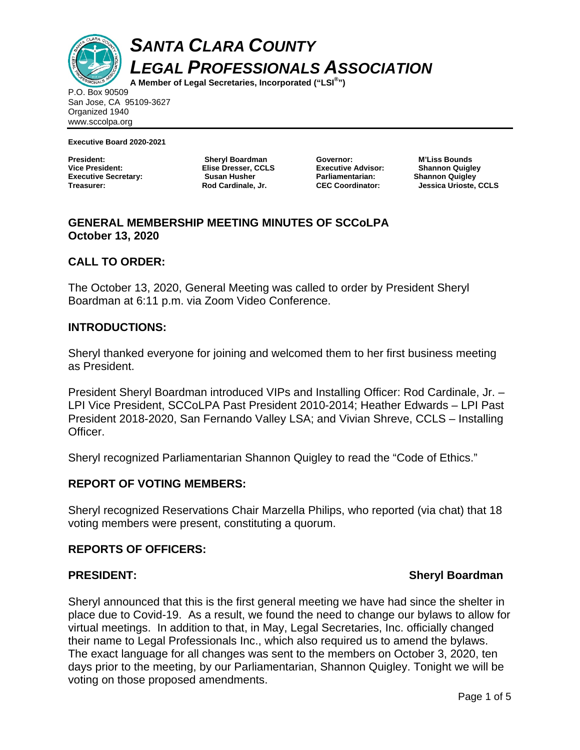# *SANTA CLARA COUNTY LEGAL PROFESSIONALS ASSOCIATION*

**A Member of Legal Secretaries, Incorporated ("LSI®")**

P.O. Box 90509
San Jose, CA 95109-3627
Organized 1940
www.sccolpa.org

**Executive Board 2020-2021**

| | | | |
|---|---|---|---|
| **President:** | **Sheryl Boardman** | **Governor:** | **M'Liss Bounds** |
| **Vice President:** | **Elise Dresser, CCLS** | **Executive Advisor:** | **Shannon Quigley** |
| **Executive Secretary:** | **Susan Husher** | **Parliamentarian:** | **Shannon Quigley** |
| **Treasurer:** | **Rod Cardinale, Jr.** | **CEC Coordinator:** | **Jessica Urioste, CCLS** |

## GENERAL MEMBERSHIP MEETING MINUTES OF SCCoLPA
## October 13, 2020

### CALL TO ORDER:

The October 13, 2020, General Meeting was called to order by President Sheryl Boardman at 6:11 p.m. via Zoom Video Conference.

### INTRODUCTIONS:

Sheryl thanked everyone for joining and welcomed them to her first business meeting as President.

President Sheryl Boardman introduced VIPs and Installing Officer: Rod Cardinale, Jr. – LPI Vice President, SCCoLPA Past President 2010-2014; Heather Edwards – LPI Past President 2018-2020, San Fernando Valley LSA; and Vivian Shreve, CCLS – Installing Officer.

Sheryl recognized Parliamentarian Shannon Quigley to read the "Code of Ethics."

### REPORT OF VOTING MEMBERS:

Sheryl recognized Reservations Chair Marzella Philips, who reported (via chat) that 18 voting members were present, constituting a quorum.

### REPORTS OF OFFICERS:

**PRESIDENT: Sheryl Boardman**

Sheryl announced that this is the first general meeting we have had since the shelter in place due to Covid-19. As a result, we found the need to change our bylaws to allow for virtual meetings. In addition to that, in May, Legal Secretaries, Inc. officially changed their name to Legal Professionals Inc., which also required us to amend the bylaws. The exact language for all changes was sent to the members on October 3, 2020, ten days prior to the meeting, by our Parliamentarian, Shannon Quigley. Tonight we will be voting on those proposed amendments.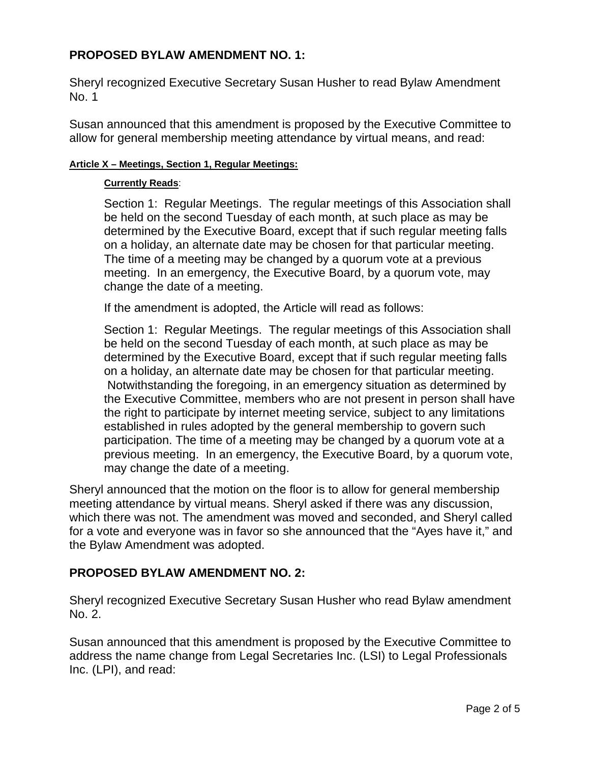## PROPOSED BYLAW AMENDMENT NO. 1:

Sheryl recognized Executive Secretary Susan Husher to read Bylaw Amendment No. 1

Susan announced that this amendment is proposed by the Executive Committee to allow for general membership meeting attendance by virtual means, and read:

**Article X – Meetings, Section 1, Regular Meetings:**

> **Currently Reads**:
>
> Section 1: Regular Meetings. The regular meetings of this Association shall be held on the second Tuesday of each month, at such place as may be determined by the Executive Board, except that if such regular meeting falls on a holiday, an alternate date may be chosen for that particular meeting. The time of a meeting may be changed by a quorum vote at a previous meeting. In an emergency, the Executive Board, by a quorum vote, may change the date of a meeting.
>
> If the amendment is adopted, the Article will read as follows:
>
> Section 1: Regular Meetings. The regular meetings of this Association shall be held on the second Tuesday of each month, at such place as may be determined by the Executive Board, except that if such regular meeting falls on a holiday, an alternate date may be chosen for that particular meeting. Notwithstanding the foregoing, in an emergency situation as determined by the Executive Committee, members who are not present in person shall have the right to participate by internet meeting service, subject to any limitations established in rules adopted by the general membership to govern such participation. The time of a meeting may be changed by a quorum vote at a previous meeting. In an emergency, the Executive Board, by a quorum vote, may change the date of a meeting.

Sheryl announced that the motion on the floor is to allow for general membership meeting attendance by virtual means. Sheryl asked if there was any discussion, which there was not. The amendment was moved and seconded, and Sheryl called for a vote and everyone was in favor so she announced that the "Ayes have it," and the Bylaw Amendment was adopted.

## PROPOSED BYLAW AMENDMENT NO. 2:

Sheryl recognized Executive Secretary Susan Husher who read Bylaw amendment No. 2.

Susan announced that this amendment is proposed by the Executive Committee to address the name change from Legal Secretaries Inc. (LSI) to Legal Professionals Inc. (LPI), and read: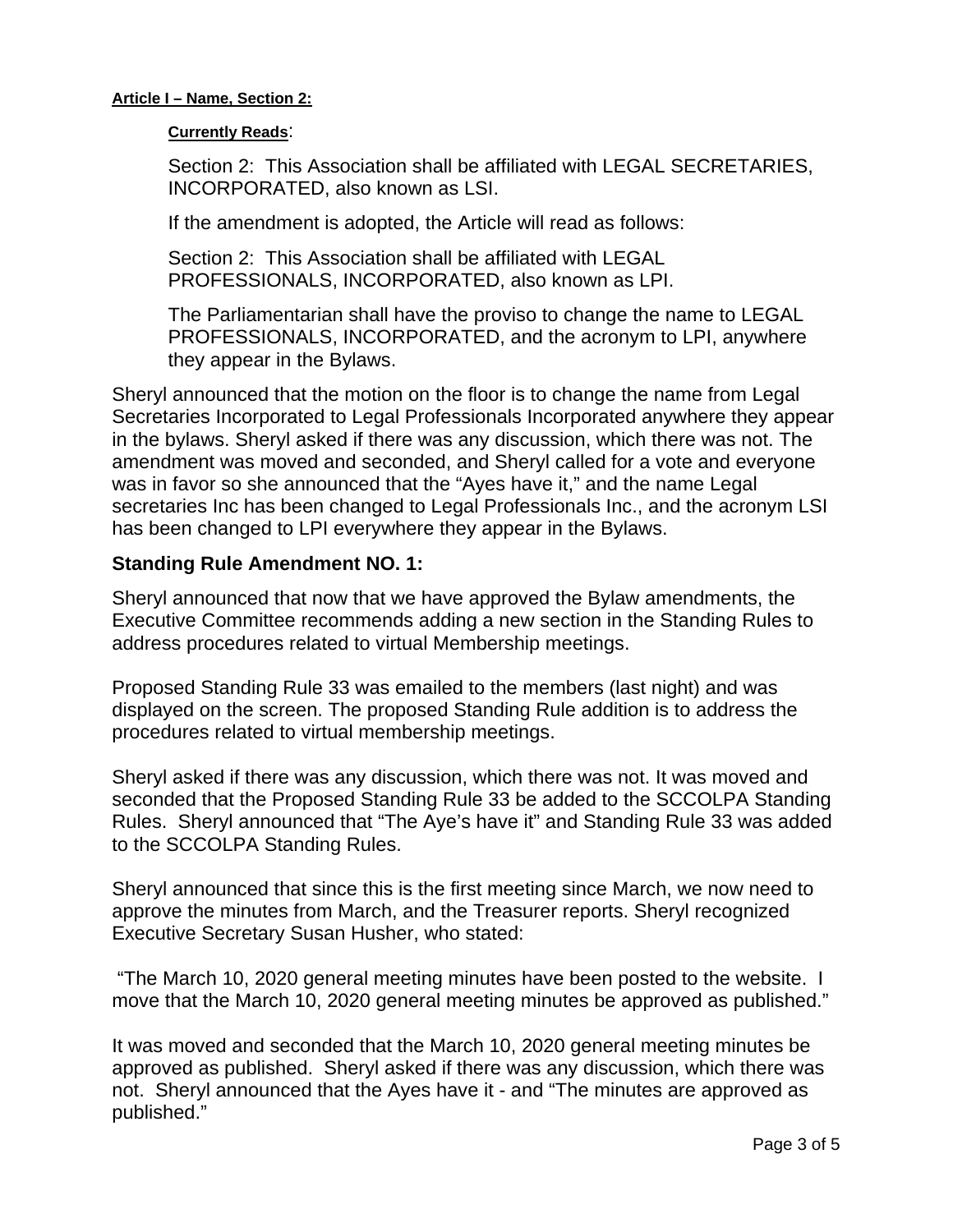**Article I – Name, Section 2:**

**Currently Reads**:

Section 2: This Association shall be affiliated with LEGAL SECRETARIES, INCORPORATED, also known as LSI.

If the amendment is adopted, the Article will read as follows:

Section 2: This Association shall be affiliated with LEGAL PROFESSIONALS, INCORPORATED, also known as LPI.

The Parliamentarian shall have the proviso to change the name to LEGAL PROFESSIONALS, INCORPORATED, and the acronym to LPI, anywhere they appear in the Bylaws.

Sheryl announced that the motion on the floor is to change the name from Legal Secretaries Incorporated to Legal Professionals Incorporated anywhere they appear in the bylaws. Sheryl asked if there was any discussion, which there was not. The amendment was moved and seconded, and Sheryl called for a vote and everyone was in favor so she announced that the "Ayes have it," and the name Legal secretaries Inc has been changed to Legal Professionals Inc., and the acronym LSI has been changed to LPI everywhere they appear in the Bylaws.

## Standing Rule Amendment NO. 1:

Sheryl announced that now that we have approved the Bylaw amendments, the Executive Committee recommends adding a new section in the Standing Rules to address procedures related to virtual Membership meetings.

Proposed Standing Rule 33 was emailed to the members (last night) and was displayed on the screen. The proposed Standing Rule addition is to address the procedures related to virtual membership meetings.

Sheryl asked if there was any discussion, which there was not. It was moved and seconded that the Proposed Standing Rule 33 be added to the SCCOLPA Standing Rules. Sheryl announced that "The Aye's have it" and Standing Rule 33 was added to the SCCOLPA Standing Rules.

Sheryl announced that since this is the first meeting since March, we now need to approve the minutes from March, and the Treasurer reports. Sheryl recognized Executive Secretary Susan Husher, who stated:

"The March 10, 2020 general meeting minutes have been posted to the website. I move that the March 10, 2020 general meeting minutes be approved as published."

It was moved and seconded that the March 10, 2020 general meeting minutes be approved as published. Sheryl asked if there was any discussion, which there was not. Sheryl announced that the Ayes have it - and "The minutes are approved as published."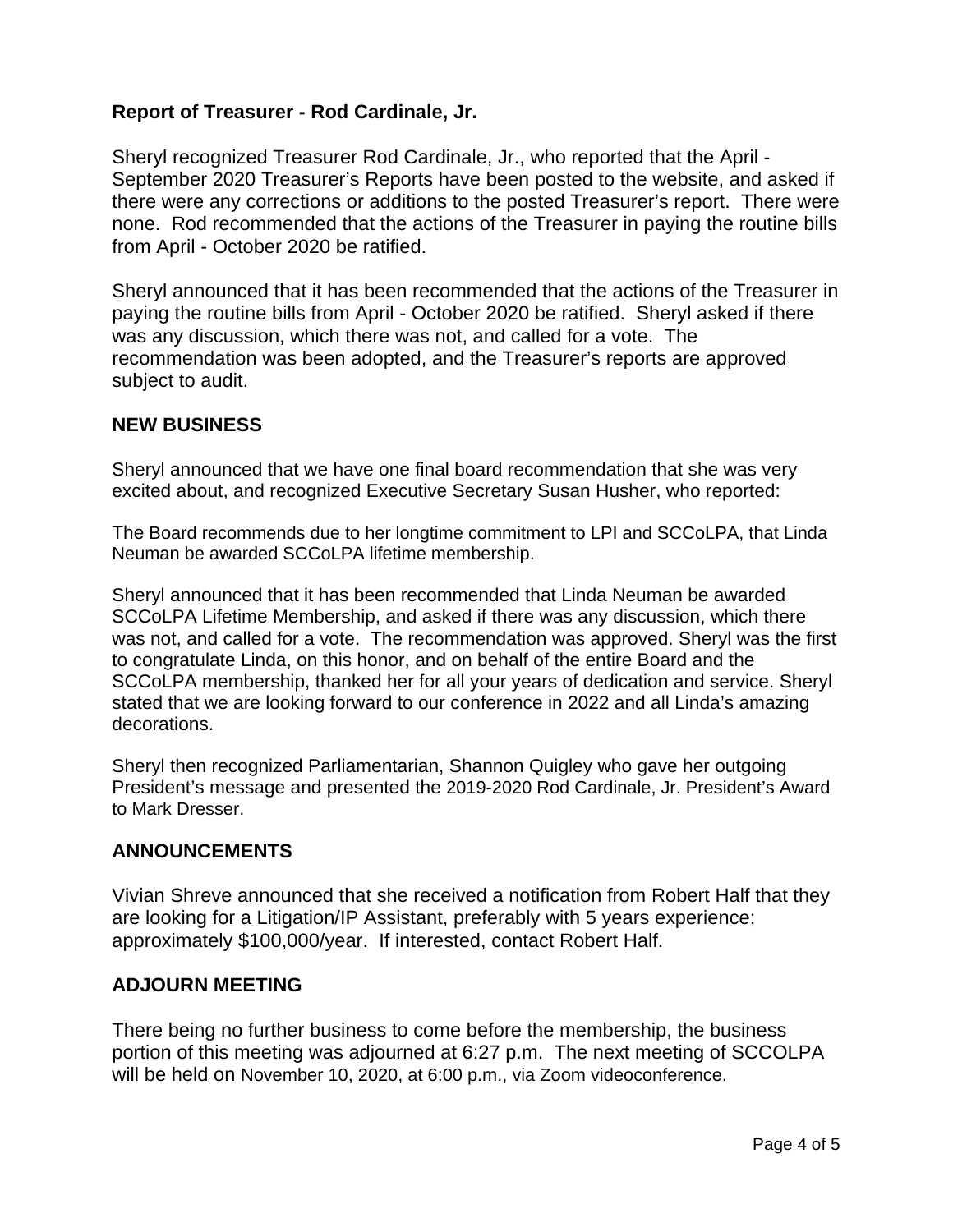## Report of Treasurer - Rod Cardinale, Jr.

Sheryl recognized Treasurer Rod Cardinale, Jr., who reported that the April - September 2020 Treasurer's Reports have been posted to the website, and asked if there were any corrections or additions to the posted Treasurer's report. There were none. Rod recommended that the actions of the Treasurer in paying the routine bills from April - October 2020 be ratified.

Sheryl announced that it has been recommended that the actions of the Treasurer in paying the routine bills from April - October 2020 be ratified. Sheryl asked if there was any discussion, which there was not, and called for a vote. The recommendation was been adopted, and the Treasurer's reports are approved subject to audit.

## NEW BUSINESS

Sheryl announced that we have one final board recommendation that she was very excited about, and recognized Executive Secretary Susan Husher, who reported:

The Board recommends due to her longtime commitment to LPI and SCCoLPA, that Linda Neuman be awarded SCCoLPA lifetime membership.

Sheryl announced that it has been recommended that Linda Neuman be awarded SCCoLPA Lifetime Membership, and asked if there was any discussion, which there was not, and called for a vote. The recommendation was approved. Sheryl was the first to congratulate Linda, on this honor, and on behalf of the entire Board and the SCCoLPA membership, thanked her for all your years of dedication and service. Sheryl stated that we are looking forward to our conference in 2022 and all Linda's amazing decorations.

Sheryl then recognized Parliamentarian, Shannon Quigley who gave her outgoing President's message and presented the 2019-2020 Rod Cardinale, Jr. President's Award to Mark Dresser.

## ANNOUNCEMENTS

Vivian Shreve announced that she received a notification from Robert Half that they are looking for a Litigation/IP Assistant, preferably with 5 years experience; approximately $100,000/year. If interested, contact Robert Half.

## ADJOURN MEETING

There being no further business to come before the membership, the business portion of this meeting was adjourned at 6:27 p.m. The next meeting of SCCOLPA will be held on November 10, 2020, at 6:00 p.m., via Zoom videoconference.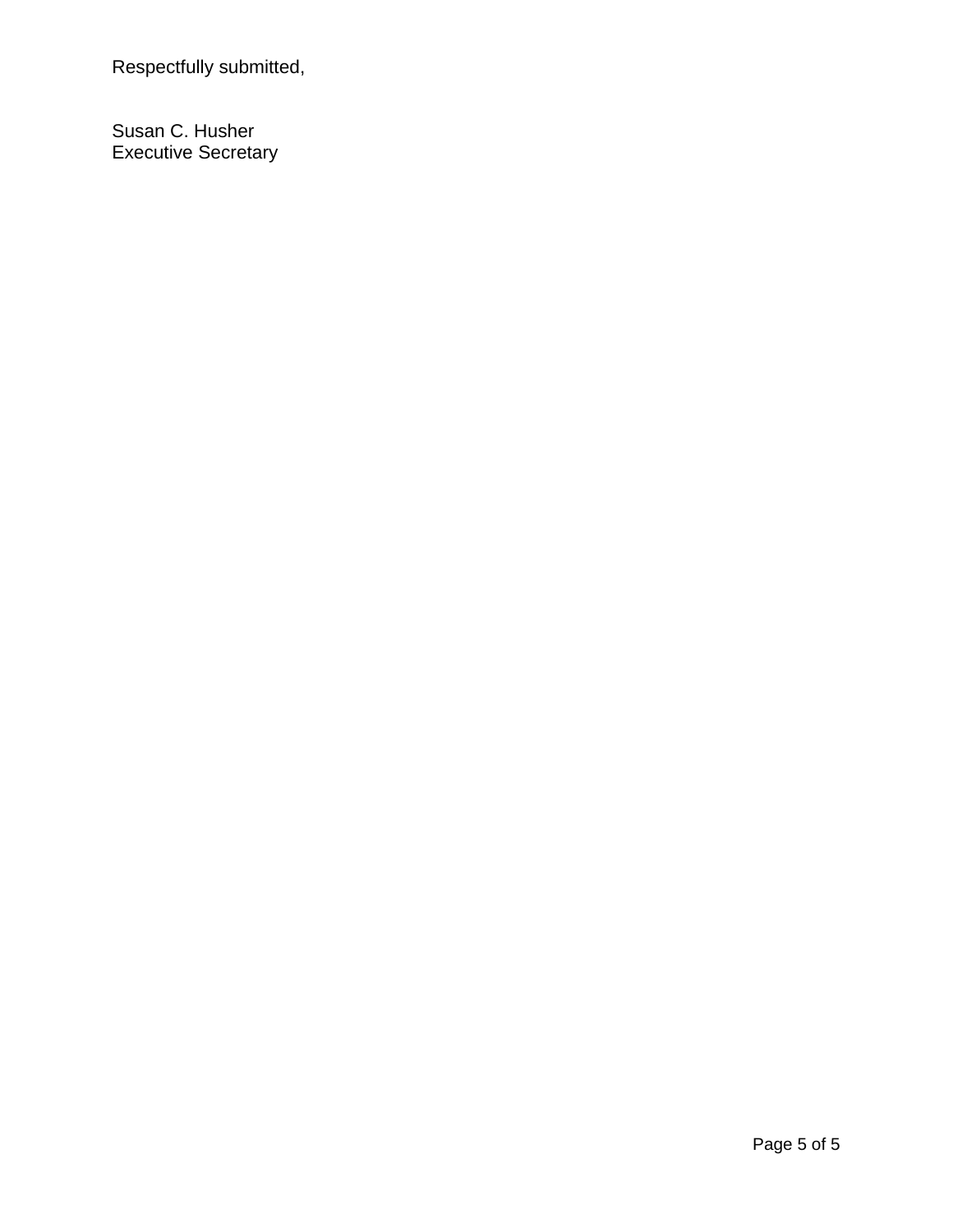Respectfully submitted,

Susan C. Husher
Executive Secretary